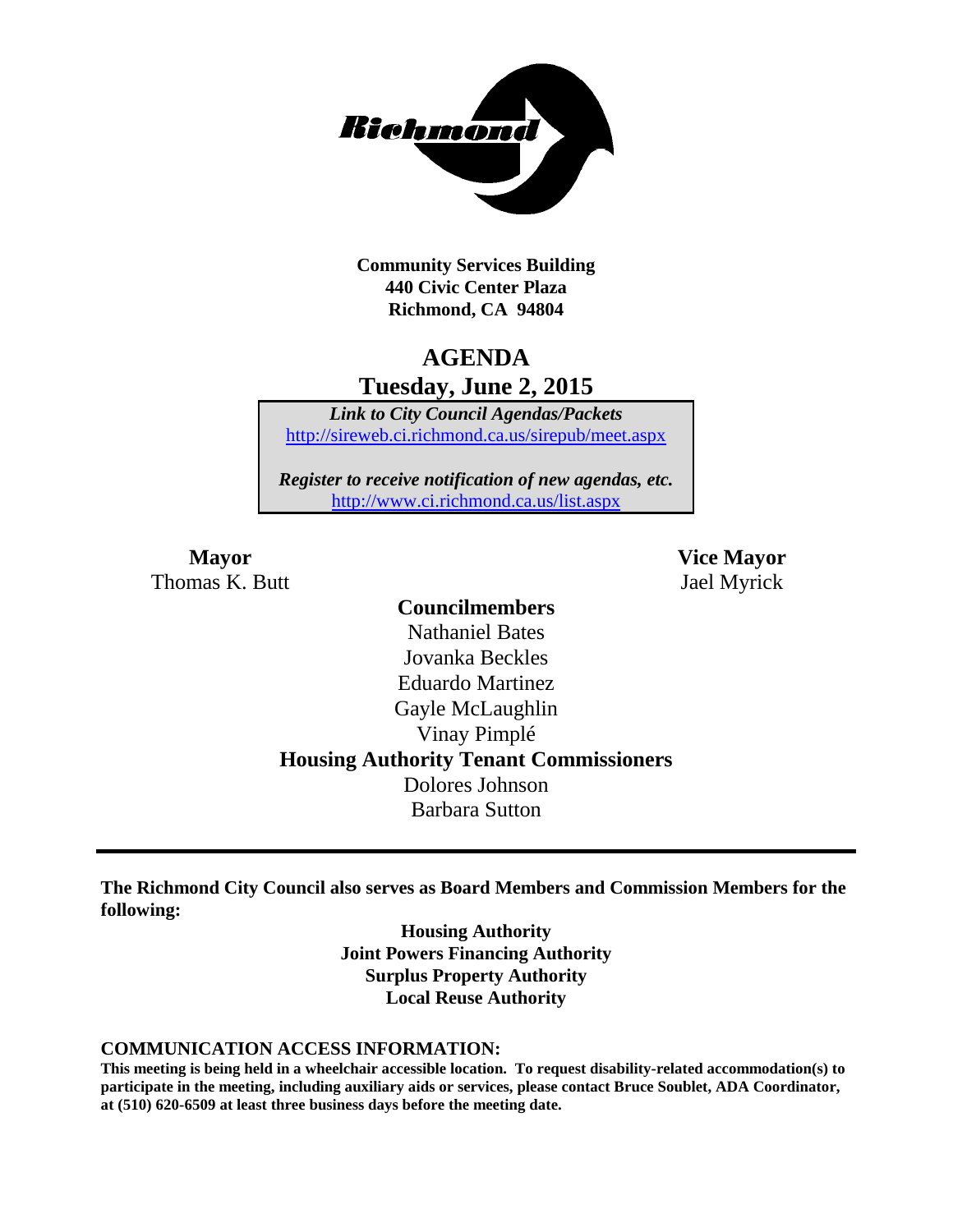**Community Services Building**
**440 Civic Center Plaza**
**Richmond, CA 94804**

# AGENDA
## Tuesday, June 2, 2015

***Link to City Council Agendas/Packets***
http://sireweb.ci.richmond.ca.us/sirepub/meet.aspx

***Register to receive notification of new agendas, etc.***
http://www.ci.richmond.ca.us/list.aspx

**Mayor**
Thomas K. Butt

**Vice Mayor**
Jael Myrick

**Councilmembers**
Nathaniel Bates
Jovanka Beckles
Eduardo Martinez
Gayle McLaughlin
Vinay Pimplé

**Housing Authority Tenant Commissioners**
Dolores Johnson
Barbara Sutton

---

**The Richmond City Council also serves as Board Members and Commission Members for the following:**

**Housing Authority**
**Joint Powers Financing Authority**
**Surplus Property Authority**
**Local Reuse Authority**

**COMMUNICATION ACCESS INFORMATION:**
**This meeting is being held in a wheelchair accessible location. To request disability-related accommodation(s) to participate in the meeting, including auxiliary aids or services, please contact Bruce Soublet, ADA Coordinator, at (510) 620-6509 at least three business days before the meeting date.**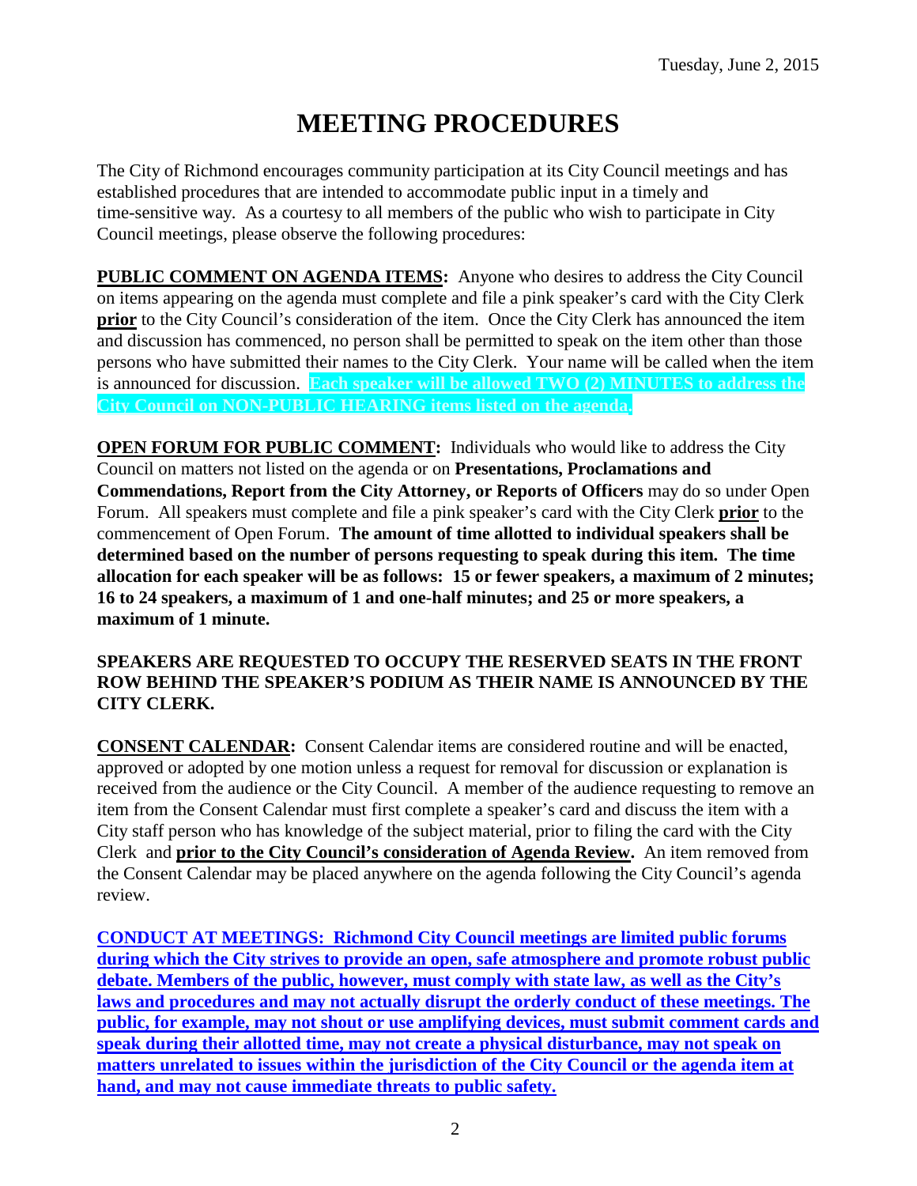Tuesday, June 2, 2015

# MEETING PROCEDURES

The City of Richmond encourages community participation at its City Council meetings and has established procedures that are intended to accommodate public input in a timely and time-sensitive way. As a courtesy to all members of the public who wish to participate in City Council meetings, please observe the following procedures:

**PUBLIC COMMENT ON AGENDA ITEMS:** Anyone who desires to address the City Council on items appearing on the agenda must complete and file a pink speaker's card with the City Clerk **prior** to the City Council's consideration of the item. Once the City Clerk has announced the item and discussion has commenced, no person shall be permitted to speak on the item other than those persons who have submitted their names to the City Clerk. Your name will be called when the item is announced for discussion. **Each speaker will be allowed TWO (2) MINUTES to address the City Council on NON-PUBLIC HEARING items listed on the agenda.**

**OPEN FORUM FOR PUBLIC COMMENT:** Individuals who would like to address the City Council on matters not listed on the agenda or on **Presentations, Proclamations and Commendations, Report from the City Attorney, or Reports of Officers** may do so under Open Forum. All speakers must complete and file a pink speaker's card with the City Clerk **prior** to the commencement of Open Forum. **The amount of time allotted to individual speakers shall be determined based on the number of persons requesting to speak during this item. The time allocation for each speaker will be as follows: 15 or fewer speakers, a maximum of 2 minutes; 16 to 24 speakers, a maximum of 1 and one-half minutes; and 25 or more speakers, a maximum of 1 minute.**

**SPEAKERS ARE REQUESTED TO OCCUPY THE RESERVED SEATS IN THE FRONT ROW BEHIND THE SPEAKER'S PODIUM AS THEIR NAME IS ANNOUNCED BY THE CITY CLERK.**

**CONSENT CALENDAR:** Consent Calendar items are considered routine and will be enacted, approved or adopted by one motion unless a request for removal for discussion or explanation is received from the audience or the City Council. A member of the audience requesting to remove an item from the Consent Calendar must first complete a speaker's card and discuss the item with a City staff person who has knowledge of the subject material, prior to filing the card with the City Clerk and **prior to the City Council's consideration of Agenda Review.** An item removed from the Consent Calendar may be placed anywhere on the agenda following the City Council's agenda review.

**CONDUCT AT MEETINGS: Richmond City Council meetings are limited public forums during which the City strives to provide an open, safe atmosphere and promote robust public debate. Members of the public, however, must comply with state law, as well as the City's laws and procedures and may not actually disrupt the orderly conduct of these meetings. The public, for example, may not shout or use amplifying devices, must submit comment cards and speak during their allotted time, may not create a physical disturbance, may not speak on matters unrelated to issues within the jurisdiction of the City Council or the agenda item at hand, and may not cause immediate threats to public safety.**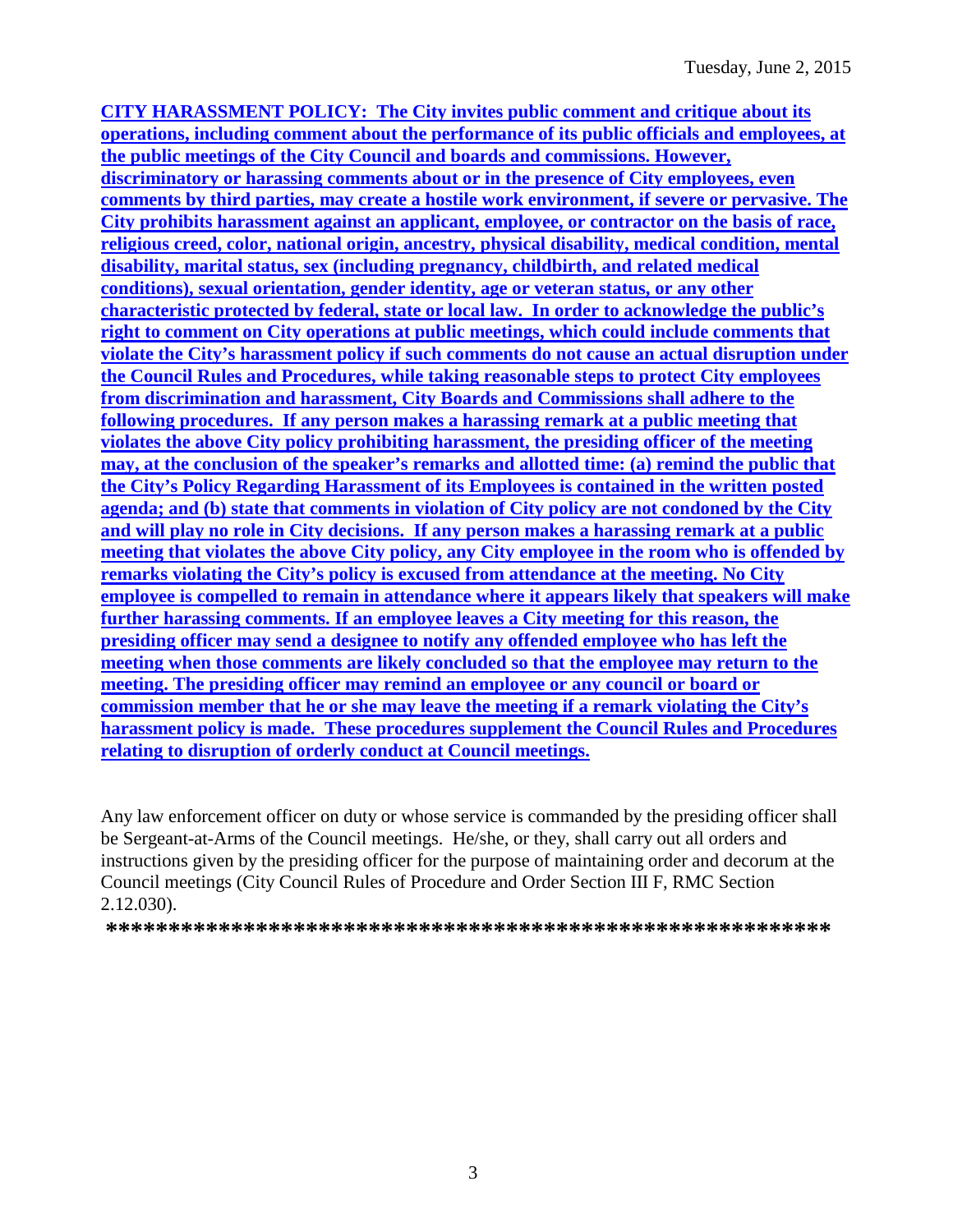**CITY HARASSMENT POLICY: The City invites public comment and critique about its operations, including comment about the performance of its public officials and employees, at the public meetings of the City Council and boards and commissions. However, discriminatory or harassing comments about or in the presence of City employees, even comments by third parties, may create a hostile work environment, if severe or pervasive. The City prohibits harassment against an applicant, employee, or contractor on the basis of race, religious creed, color, national origin, ancestry, physical disability, medical condition, mental disability, marital status, sex (including pregnancy, childbirth, and related medical conditions), sexual orientation, gender identity, age or veteran status, or any other characteristic protected by federal, state or local law. In order to acknowledge the public's right to comment on City operations at public meetings, which could include comments that violate the City's harassment policy if such comments do not cause an actual disruption under the Council Rules and Procedures, while taking reasonable steps to protect City employees from discrimination and harassment, City Boards and Commissions shall adhere to the following procedures. If any person makes a harassing remark at a public meeting that violates the above City policy prohibiting harassment, the presiding officer of the meeting may, at the conclusion of the speaker's remarks and allotted time: (a) remind the public that the City's Policy Regarding Harassment of its Employees is contained in the written posted agenda; and (b) state that comments in violation of City policy are not condoned by the City and will play no role in City decisions. If any person makes a harassing remark at a public meeting that violates the above City policy, any City employee in the room who is offended by remarks violating the City's policy is excused from attendance at the meeting. No City employee is compelled to remain in attendance where it appears likely that speakers will make further harassing comments. If an employee leaves a City meeting for this reason, the presiding officer may send a designee to notify any offended employee who has left the meeting when those comments are likely concluded so that the employee may return to the meeting. The presiding officer may remind an employee or any council or board or commission member that he or she may leave the meeting if a remark violating the City's harassment policy is made. These procedures supplement the Council Rules and Procedures relating to disruption of orderly conduct at Council meetings.**

Any law enforcement officer on duty or whose service is commanded by the presiding officer shall be Sergeant-at-Arms of the Council meetings. He/she, or they, shall carry out all orders and instructions given by the presiding officer for the purpose of maintaining order and decorum at the Council meetings (City Council Rules of Procedure and Order Section III F, RMC Section 2.12.030).

**\*\*\*\*\*\*\*\*\*\*\*\*\*\*\*\*\*\*\*\*\*\*\*\*\*\*\*\*\*\*\*\*\*\*\*\*\*\*\*\*\*\*\*\*\*\*\*\*\*\*\*\*\*\*\*\*\*\*\***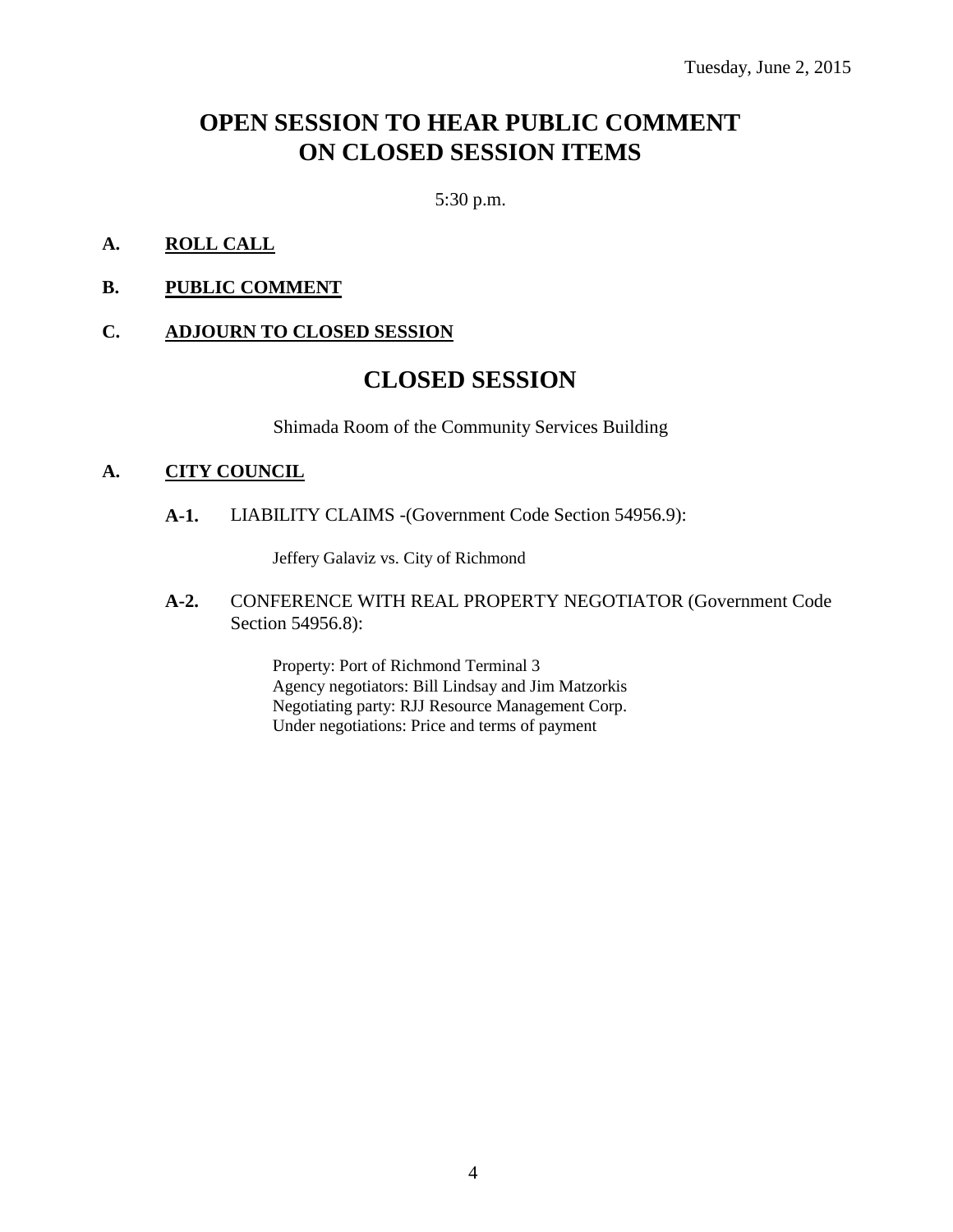Tuesday, June 2, 2015

# OPEN SESSION TO HEAR PUBLIC COMMENT ON CLOSED SESSION ITEMS

5:30 p.m.

**A. ROLL CALL**

**B. PUBLIC COMMENT**

**C. ADJOURN TO CLOSED SESSION**

# CLOSED SESSION

Shimada Room of the Community Services Building

**A. CITY COUNCIL**

**A-1.** LIABILITY CLAIMS -(Government Code Section 54956.9):

Jeffery Galaviz vs. City of Richmond

**A-2.** CONFERENCE WITH REAL PROPERTY NEGOTIATOR (Government Code Section 54956.8):

Property: Port of Richmond Terminal 3
Agency negotiators: Bill Lindsay and Jim Matzorkis
Negotiating party: RJJ Resource Management Corp.
Under negotiations: Price and terms of payment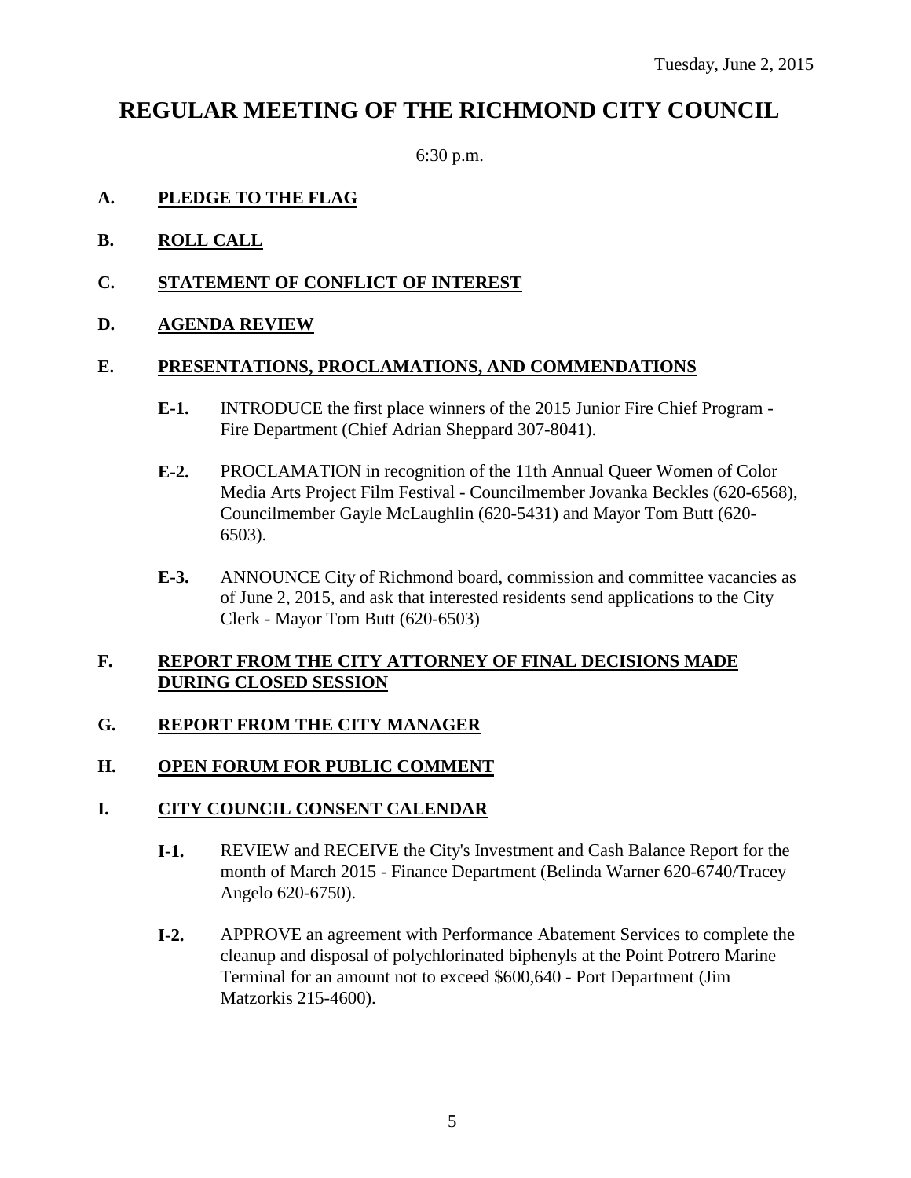Tuesday, June 2, 2015

# REGULAR MEETING OF THE RICHMOND CITY COUNCIL

6:30 p.m.

## A. PLEDGE TO THE FLAG

## B. ROLL CALL

## C. STATEMENT OF CONFLICT OF INTEREST

## D. AGENDA REVIEW

## E. PRESENTATIONS, PROCLAMATIONS, AND COMMENDATIONS

**E-1.** INTRODUCE the first place winners of the 2015 Junior Fire Chief Program - Fire Department (Chief Adrian Sheppard 307-8041).

**E-2.** PROCLAMATION in recognition of the 11th Annual Queer Women of Color Media Arts Project Film Festival - Councilmember Jovanka Beckles (620-6568), Councilmember Gayle McLaughlin (620-5431) and Mayor Tom Butt (620-6503).

**E-3.** ANNOUNCE City of Richmond board, commission and committee vacancies as of June 2, 2015, and ask that interested residents send applications to the City Clerk - Mayor Tom Butt (620-6503)

## F. REPORT FROM THE CITY ATTORNEY OF FINAL DECISIONS MADE DURING CLOSED SESSION

## G. REPORT FROM THE CITY MANAGER

## H. OPEN FORUM FOR PUBLIC COMMENT

## I. CITY COUNCIL CONSENT CALENDAR

**I-1.** REVIEW and RECEIVE the City's Investment and Cash Balance Report for the month of March 2015 - Finance Department (Belinda Warner 620-6740/Tracey Angelo 620-6750).

**I-2.** APPROVE an agreement with Performance Abatement Services to complete the cleanup and disposal of polychlorinated biphenyls at the Point Potrero Marine Terminal for an amount not to exceed $600,640 - Port Department (Jim Matzorkis 215-4600).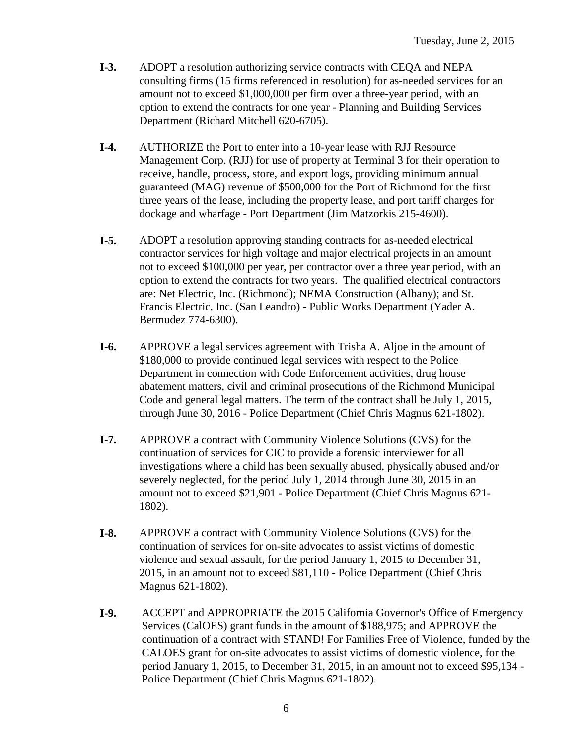**I-3.** ADOPT a resolution authorizing service contracts with CEQA and NEPA consulting firms (15 firms referenced in resolution) for as-needed services for an amount not to exceed $1,000,000 per firm over a three-year period, with an option to extend the contracts for one year - Planning and Building Services Department (Richard Mitchell 620-6705).

**I-4.** AUTHORIZE the Port to enter into a 10-year lease with RJJ Resource Management Corp. (RJJ) for use of property at Terminal 3 for their operation to receive, handle, process, store, and export logs, providing minimum annual guaranteed (MAG) revenue of $500,000 for the Port of Richmond for the first three years of the lease, including the property lease, and port tariff charges for dockage and wharfage - Port Department (Jim Matzorkis 215-4600).

**I-5.** ADOPT a resolution approving standing contracts for as-needed electrical contractor services for high voltage and major electrical projects in an amount not to exceed $100,000 per year, per contractor over a three year period, with an option to extend the contracts for two years. The qualified electrical contractors are: Net Electric, Inc. (Richmond); NEMA Construction (Albany); and St. Francis Electric, Inc. (San Leandro) - Public Works Department (Yader A. Bermudez 774-6300).

**I-6.** APPROVE a legal services agreement with Trisha A. Aljoe in the amount of $180,000 to provide continued legal services with respect to the Police Department in connection with Code Enforcement activities, drug house abatement matters, civil and criminal prosecutions of the Richmond Municipal Code and general legal matters. The term of the contract shall be July 1, 2015, through June 30, 2016 - Police Department (Chief Chris Magnus 621-1802).

**I-7.** APPROVE a contract with Community Violence Solutions (CVS) for the continuation of services for CIC to provide a forensic interviewer for all investigations where a child has been sexually abused, physically abused and/or severely neglected, for the period July 1, 2014 through June 30, 2015 in an amount not to exceed $21,901 - Police Department (Chief Chris Magnus 621-1802).

**I-8.** APPROVE a contract with Community Violence Solutions (CVS) for the continuation of services for on-site advocates to assist victims of domestic violence and sexual assault, for the period January 1, 2015 to December 31, 2015, in an amount not to exceed $81,110 - Police Department (Chief Chris Magnus 621-1802).

**I-9.** ACCEPT and APPROPRIATE the 2015 California Governor's Office of Emergency Services (CalOES) grant funds in the amount of $188,975; and APPROVE the continuation of a contract with STAND! For Families Free of Violence, funded by the CALOES grant for on-site advocates to assist victims of domestic violence, for the period January 1, 2015, to December 31, 2015, in an amount not to exceed $95,134 - Police Department (Chief Chris Magnus 621-1802).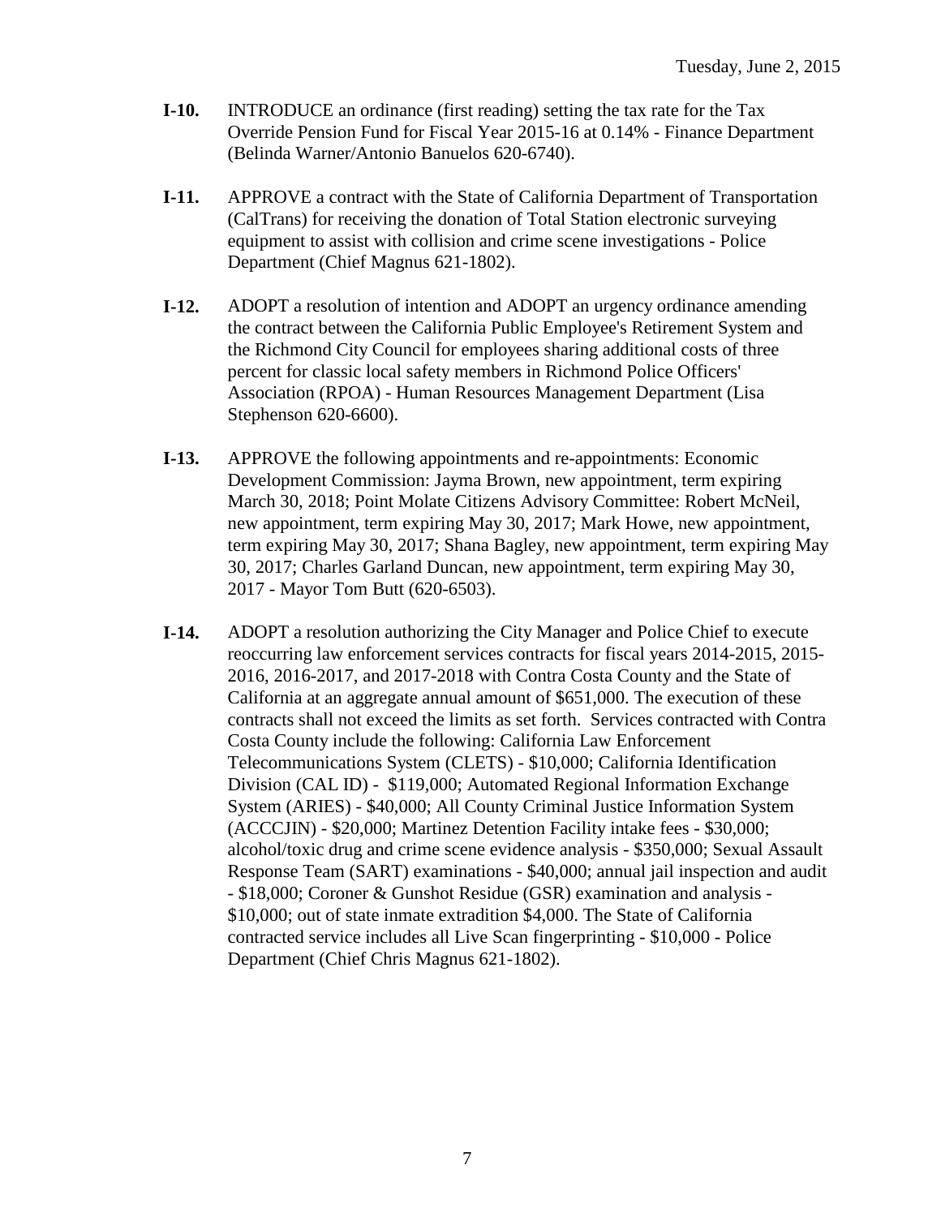**I-10.** INTRODUCE an ordinance (first reading) setting the tax rate for the Tax Override Pension Fund for Fiscal Year 2015-16 at 0.14% - Finance Department (Belinda Warner/Antonio Banuelos 620-6740).

**I-11.** APPROVE a contract with the State of California Department of Transportation (CalTrans) for receiving the donation of Total Station electronic surveying equipment to assist with collision and crime scene investigations - Police Department (Chief Magnus 621-1802).

**I-12.** ADOPT a resolution of intention and ADOPT an urgency ordinance amending the contract between the California Public Employee's Retirement System and the Richmond City Council for employees sharing additional costs of three percent for classic local safety members in Richmond Police Officers' Association (RPOA) - Human Resources Management Department (Lisa Stephenson 620-6600).

**I-13.** APPROVE the following appointments and re-appointments: Economic Development Commission: Jayma Brown, new appointment, term expiring March 30, 2018; Point Molate Citizens Advisory Committee: Robert McNeil, new appointment, term expiring May 30, 2017; Mark Howe, new appointment, term expiring May 30, 2017; Shana Bagley, new appointment, term expiring May 30, 2017; Charles Garland Duncan, new appointment, term expiring May 30, 2017 - Mayor Tom Butt (620-6503).

**I-14.** ADOPT a resolution authorizing the City Manager and Police Chief to execute reoccurring law enforcement services contracts for fiscal years 2014-2015, 2015-2016, 2016-2017, and 2017-2018 with Contra Costa County and the State of California at an aggregate annual amount of $651,000. The execution of these contracts shall not exceed the limits as set forth. Services contracted with Contra Costa County include the following: California Law Enforcement Telecommunications System (CLETS) - $10,000; California Identification Division (CAL ID) - $119,000; Automated Regional Information Exchange System (ARIES) - $40,000; All County Criminal Justice Information System (ACCCJIN) - $20,000; Martinez Detention Facility intake fees - $30,000; alcohol/toxic drug and crime scene evidence analysis - $350,000; Sexual Assault Response Team (SART) examinations - $40,000; annual jail inspection and audit - $18,000; Coroner & Gunshot Residue (GSR) examination and analysis - $10,000; out of state inmate extradition $4,000. The State of California contracted service includes all Live Scan fingerprinting - $10,000 - Police Department (Chief Chris Magnus 621-1802).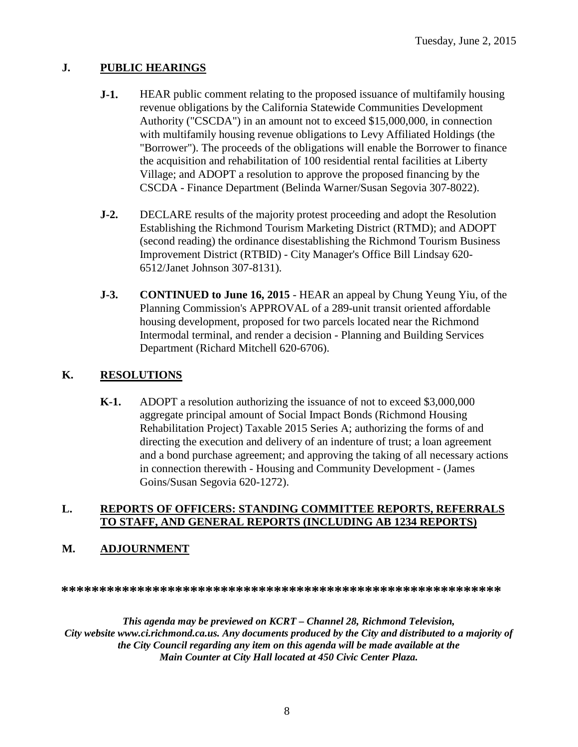## J. PUBLIC HEARINGS

**J-1.** HEAR public comment relating to the proposed issuance of multifamily housing revenue obligations by the California Statewide Communities Development Authority ("CSCDA") in an amount not to exceed $15,000,000, in connection with multifamily housing revenue obligations to Levy Affiliated Holdings (the "Borrower"). The proceeds of the obligations will enable the Borrower to finance the acquisition and rehabilitation of 100 residential rental facilities at Liberty Village; and ADOPT a resolution to approve the proposed financing by the CSCDA - Finance Department (Belinda Warner/Susan Segovia 307-8022).

**J-2.** DECLARE results of the majority protest proceeding and adopt the Resolution Establishing the Richmond Tourism Marketing District (RTMD); and ADOPT (second reading) the ordinance disestablishing the Richmond Tourism Business Improvement District (RTBID) - City Manager's Office Bill Lindsay 620-6512/Janet Johnson 307-8131).

**J-3.** **CONTINUED to June 16, 2015** - HEAR an appeal by Chung Yeung Yiu, of the Planning Commission's APPROVAL of a 289-unit transit oriented affordable housing development, proposed for two parcels located near the Richmond Intermodal terminal, and render a decision - Planning and Building Services Department (Richard Mitchell 620-6706).

## K. RESOLUTIONS

**K-1.** ADOPT a resolution authorizing the issuance of not to exceed $3,000,000 aggregate principal amount of Social Impact Bonds (Richmond Housing Rehabilitation Project) Taxable 2015 Series A; authorizing the forms of and directing the execution and delivery of an indenture of trust; a loan agreement and a bond purchase agreement; and approving the taking of all necessary actions in connection therewith - Housing and Community Development - (James Goins/Susan Segovia 620-1272).

## L. REPORTS OF OFFICERS: STANDING COMMITTEE REPORTS, REFERRALS TO STAFF, AND GENERAL REPORTS (INCLUDING AB 1234 REPORTS)

## M. ADJOURNMENT

**\*\*\*\*\*\*\*\*\*\*\*\*\*\*\*\*\*\*\*\*\*\*\*\*\*\*\*\*\*\*\*\*\*\*\*\*\*\*\*\*\*\*\*\*\*\*\*\*\*\*\*\*\*\*\*\*\*\*\***

***This agenda may be previewed on KCRT – Channel 28, Richmond Television, City website www.ci.richmond.ca.us. Any documents produced by the City and distributed to a majority of the City Council regarding any item on this agenda will be made available at the Main Counter at City Hall located at 450 Civic Center Plaza.***